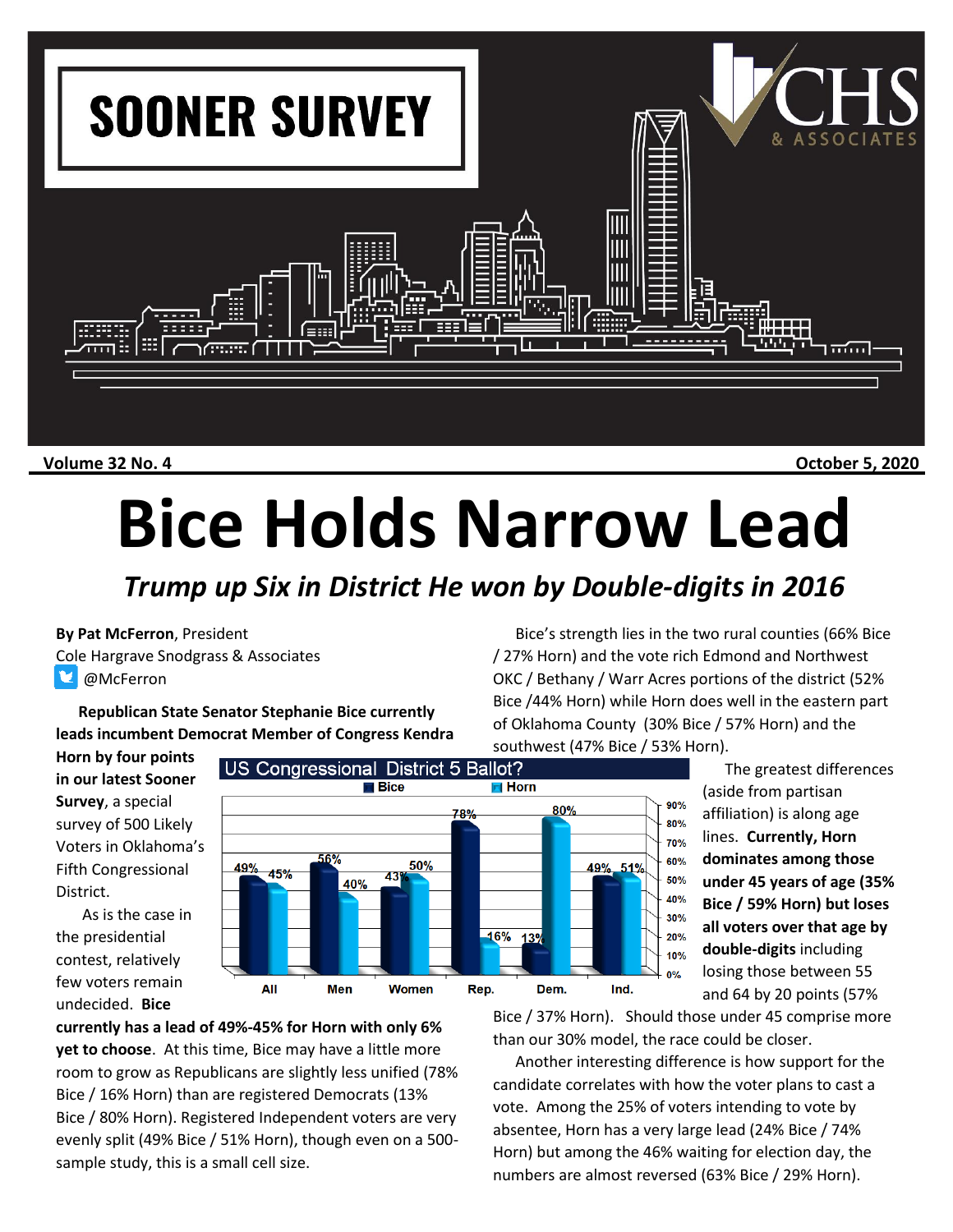# SOONER SURVEY

CHS & ASSOCIATES

**Volume 32 No. 4** **October 5, 2020**

# Bice Holds Narrow Lead

## *Trump up Six in District He won by Double-digits in 2016*

**By Pat McFerron**, President
Cole Hargrave Snodgrass & Associates
@McFerron

**Republican State Senator Stephanie Bice currently leads incumbent Democrat Member of Congress Kendra Horn by four points in our latest Sooner Survey**, a special survey of 500 Likely Voters in Oklahoma's Fifth Congressional District.

As is the case in the presidential contest, relatively few voters remain undecided. **Bice currently has a lead of 49%-45% for Horn with only 6% yet to choose**. At this time, Bice may have a little more room to grow as Republicans are slightly less unified (78% Bice / 16% Horn) than are registered Democrats (13% Bice / 80% Horn). Registered Independent voters are very evenly split (49% Bice / 51% Horn), though even on a 500-sample study, this is a small cell size.

**US Congressional District 5 Ballot?**

| | All | Men | Women | Rep. | Dem. | Ind. |
|---|---|---|---|---|---|---|
| Bice | 49% | 56% | 43% | 78% | 13% | 49% |
| Horn | 45% | 40% | 50% | 16% | 80% | 51% |

Bice's strength lies in the two rural counties (66% Bice / 27% Horn) and the vote rich Edmond and Northwest OKC / Bethany / Warr Acres portions of the district (52% Bice /44% Horn) while Horn does well in the eastern part of Oklahoma County (30% Bice / 57% Horn) and the southwest (47% Bice / 53% Horn).

The greatest differences (aside from partisan affiliation) is along age lines. **Currently, Horn dominates among those under 45 years of age (35% Bice / 59% Horn) but loses all voters over that age by double-digits** including losing those between 55 and 64 by 20 points (57% Bice / 37% Horn). Should those under 45 comprise more than our 30% model, the race could be closer.

Another interesting difference is how support for the candidate correlates with how the voter plans to cast a vote. Among the 25% of voters intending to vote by absentee, Horn has a very large lead (24% Bice / 74% Horn) but among the 46% waiting for election day, the numbers are almost reversed (63% Bice / 29% Horn).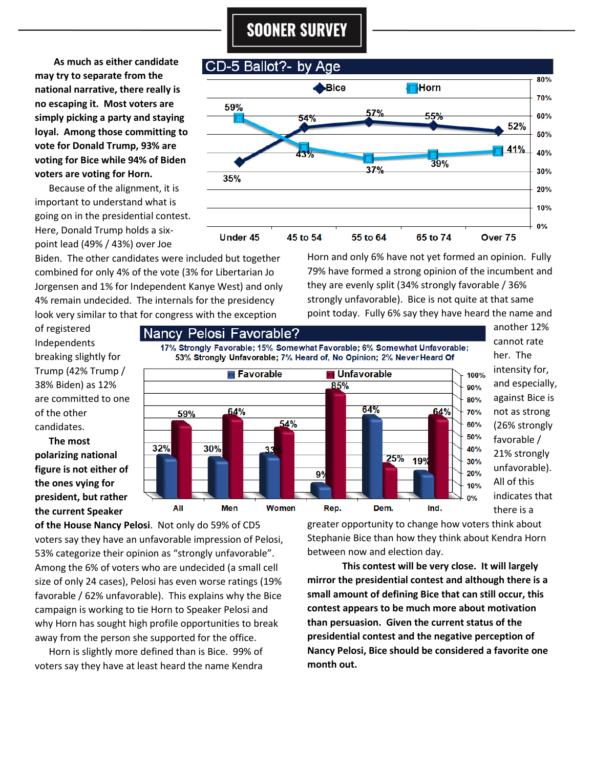# SOONER SURVEY

**As much as either candidate may try to separate from the national narrative, there really is no escaping it. Most voters are simply picking a party and staying loyal. Among those committing to vote for Donald Trump, 93% are voting for Bice while 94% of Biden voters are voting for Horn.**

Because of the alignment, it is important to understand what is going on in the presidential contest. Here, Donald Trump holds a six-point lead (49% / 43%) over Joe Biden. The other candidates were included but together combined for only 4% of the vote (3% for Libertarian Jo Jorgensen and 1% for Independent Kanye West) and only 4% remain undecided. The internals for the presidency look very similar to that for congress with the exception of registered Independents breaking slightly for Trump (42% Trump / 38% Biden) as 12% are committed to one of the other candidates.

**CD-5 Ballot?- by Age**

| | Under 45 | 45 to 54 | 55 to 64 | 65 to 74 | Over 75 |
|---|---|---|---|---|---|
| Bice | 35% | 54% | 57% | 55% | 52% |
| Horn | 59% | 43% | 37% | 39% | 41% |

**The most polarizing national figure is not either of the ones vying for president, but rather the current Speaker of the House Nancy Pelosi.** Not only do 59% of CD5 voters say they have an unfavorable impression of Pelosi, 53% categorize their opinion as "strongly unfavorable". Among the 6% of voters who are undecided (a small cell size of only 24 cases), Pelosi has even worse ratings (19% favorable / 62% unfavorable). This explains why the Bice campaign is working to tie Horn to Speaker Pelosi and why Horn has sought high profile opportunities to break away from the person she supported for the office.

**Nancy Pelosi Favorable?**

17% Strongly Favorable; 15% Somewhat Favorable; 6% Somewhat Unfavorable; 53% Strongly Unfavorable; 7% Heard of, No Opinion; 2% Never Heard Of

| | All | Men | Women | Rep. | Dem. | Ind. |
|---|---|---|---|---|---|---|
| Favorable | 32% | 30% | 33% | 9% | 64% | 19% |
| Unfavorable | 59% | 64% | 54% | 85% | 25% | 64% |

Horn is slightly more defined than is Bice. 99% of voters say they have at least heard the name Kendra Horn and only 6% have not yet formed an opinion. Fully 79% have formed a strong opinion of the incumbent and they are evenly split (34% strongly favorable / 36% strongly unfavorable). Bice is not quite at that same point today. Fully 6% say they have heard the name and another 12% cannot rate her. The intensity for, and especially, against Bice is not as strong (26% strongly favorable / 21% strongly unfavorable). All of this indicates that there is a greater opportunity to change how voters think about Stephanie Bice than how they think about Kendra Horn between now and election day.

**This contest will be very close. It will largely mirror the presidential contest and although there is a small amount of defining Bice that can still occur, this contest appears to be much more about motivation than persuasion. Given the current status of the presidential contest and the negative perception of Nancy Pelosi, Bice should be considered a favorite one month out.**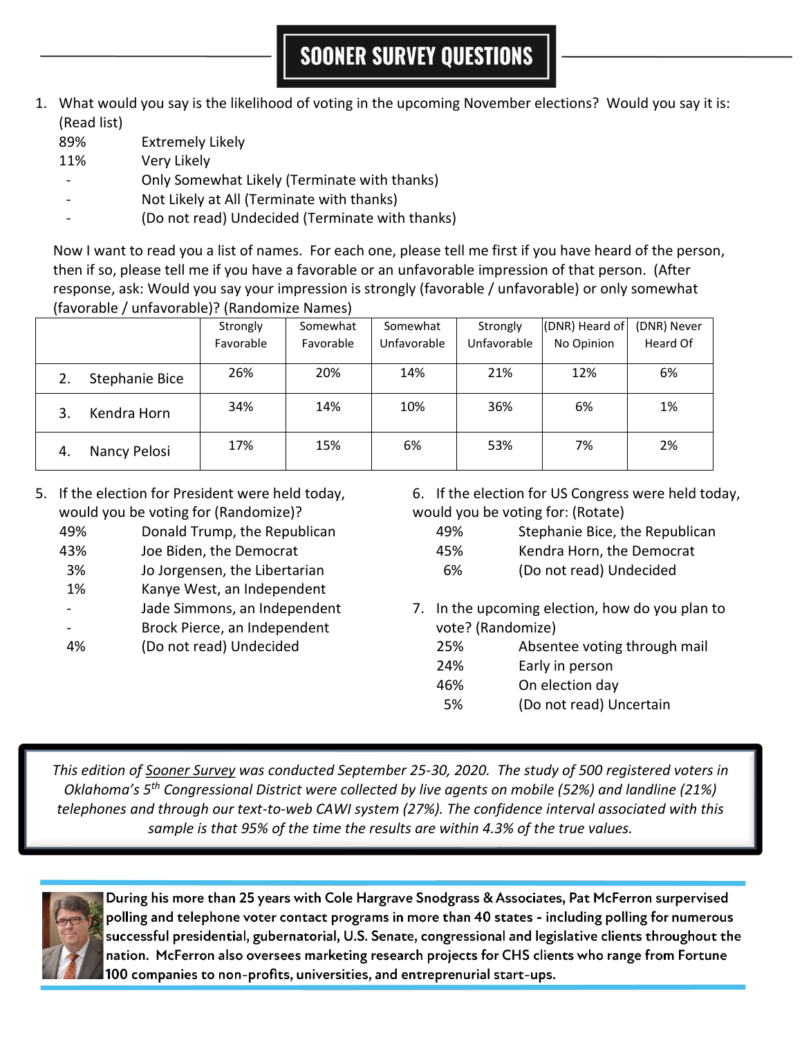# SOONER SURVEY QUESTIONS

1. What would you say is the likelihood of voting in the upcoming November elections? Would you say it is: (Read list)

| | |
|---|---|
| 89% | Extremely Likely |
| 11% | Very Likely |
| - | Only Somewhat Likely (Terminate with thanks) |
| - | Not Likely at All (Terminate with thanks) |
| - | (Do not read) Undecided (Terminate with thanks) |

Now I want to read you a list of names. For each one, please tell me first if you have heard of the person, then if so, please tell me if you have a favorable or an unfavorable impression of that person. (After response, ask: Would you say your impression is strongly (favorable / unfavorable) or only somewhat (favorable / unfavorable)? (Randomize Names)

| | Strongly Favorable | Somewhat Favorable | Somewhat Unfavorable | Strongly Unfavorable | (DNR) Heard of No Opinion | (DNR) Never Heard Of |
|---|---|---|---|---|---|---|
| 2. Stephanie Bice | 26% | 20% | 14% | 21% | 12% | 6% |
| 3. Kendra Horn | 34% | 14% | 10% | 36% | 6% | 1% |
| 4. Nancy Pelosi | 17% | 15% | 6% | 53% | 7% | 2% |

5. If the election for President were held today, would you be voting for (Randomize)?

| | |
|---|---|
| 49% | Donald Trump, the Republican |
| 43% | Joe Biden, the Democrat |
| 3% | Jo Jorgensen, the Libertarian |
| 1% | Kanye West, an Independent |
| - | Jade Simmons, an Independent |
| - | Brock Pierce, an Independent |
| 4% | (Do not read) Undecided |

6. If the election for US Congress were held today, would you be voting for: (Rotate)

| | |
|---|---|
| 49% | Stephanie Bice, the Republican |
| 45% | Kendra Horn, the Democrat |
| 6% | (Do not read) Undecided |

7. In the upcoming election, how do you plan to vote? (Randomize)

| | |
|---|---|
| 25% | Absentee voting through mail |
| 24% | Early in person |
| 46% | On election day |
| 5% | (Do not read) Uncertain |

*This edition of Sooner Survey was conducted September 25-30, 2020. The study of 500 registered voters in Oklahoma's 5th Congressional District were collected by live agents on mobile (52%) and landline (21%) telephones and through our text-to-web CAWI system (27%). The confidence interval associated with this sample is that 95% of the time the results are within 4.3% of the true values.*

**During his more than 25 years with Cole Hargrave Snodgrass & Associates, Pat McFerron surpervised polling and telephone voter contact programs in more than 40 states - including polling for numerous successful presidential, gubernatorial, U.S. Senate, congressional and legislative clients throughout the nation. McFerron also oversees marketing research projects for CHS clients who range from Fortune 100 companies to non-profits, universities, and entreprenurial start-ups.**